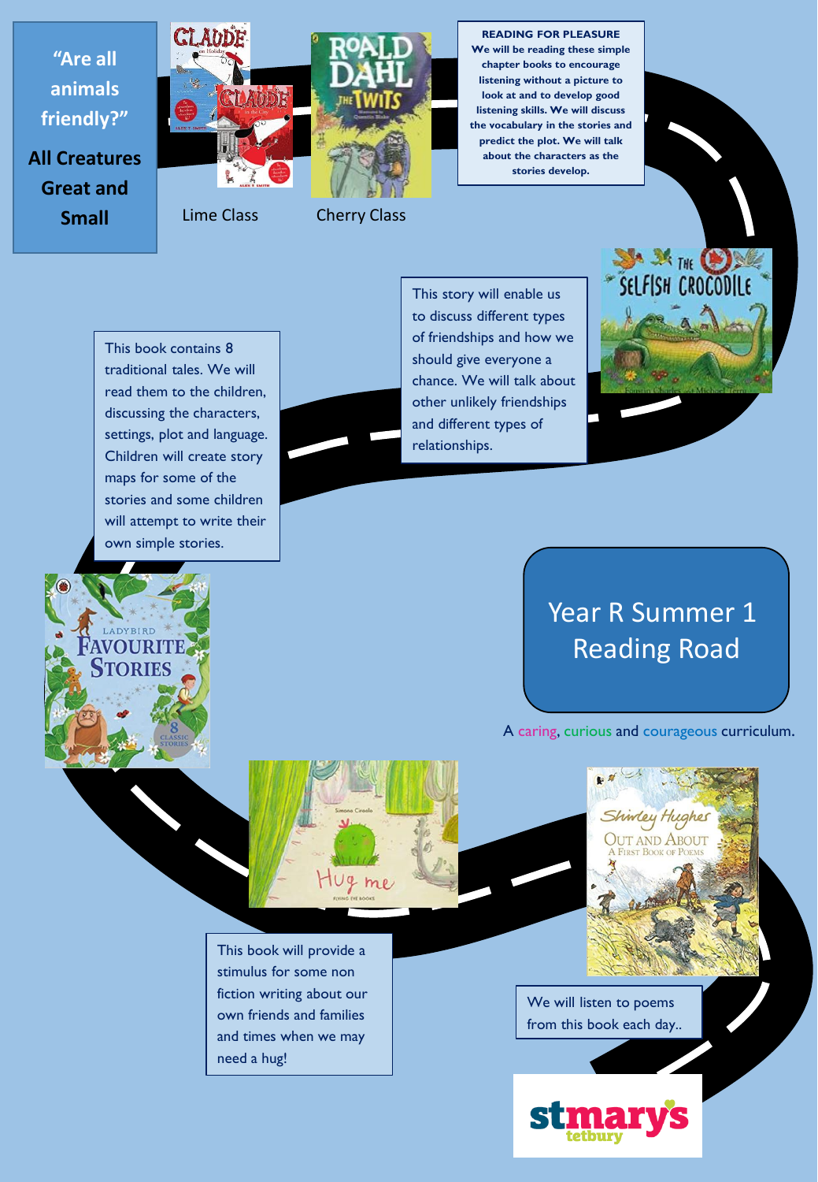# Year R Summer 1 Reading Road

A caring, curious and courageous curriculum.

## "Are all animals friendly?"

**All Creatures Great and Small**

Lime Class

Cherry Class

**READING FOR PLEASURE**
**We will be reading these simple chapter books to encourage listening without a picture to look at and to develop good listening skills. We will discuss the vocabulary in the stories and predict the plot. We will talk about the characters as the stories develop.**

This story will enable us to discuss different types of friendships and how we should give everyone a chance. We will talk about other unlikely friendships and different types of relationships.

This book contains 8 traditional tales. We will read them to the children, discussing the characters, settings, plot and language. Children will create story maps for some of the stories and some children will attempt to write their own simple stories.

This book will provide a stimulus for some non fiction writing about our own friends and families and times when we may need a hug!

We will listen to poems from this book each day..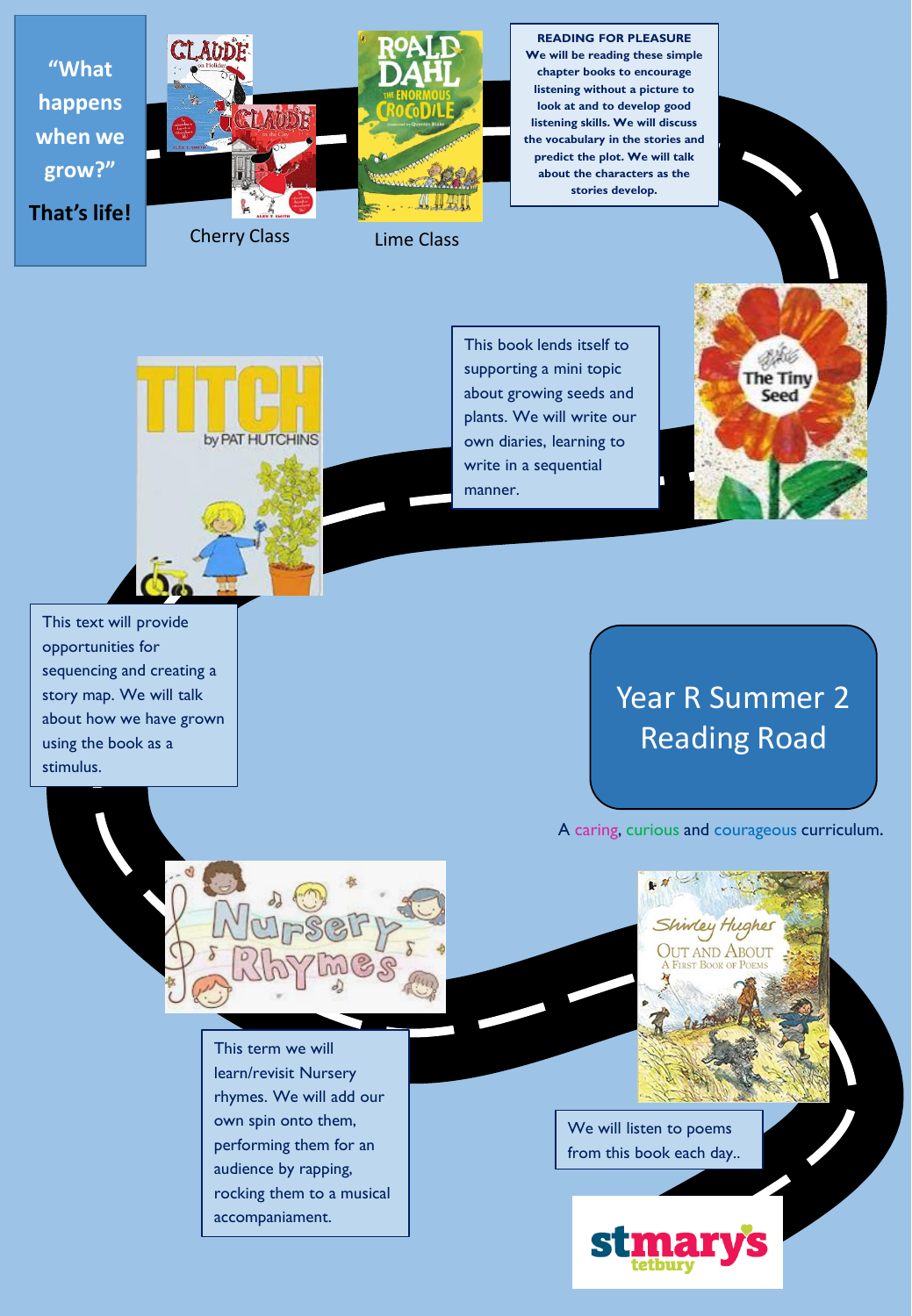"What happens when we grow?"

**That's life!**

Cherry Class

Lime Class

**READING FOR PLEASURE**
**We will be reading these simple chapter books to encourage listening without a picture to look at and to develop good listening skills. We will discuss the vocabulary in the stories and predict the plot. We will talk about the characters as the stories develop.**

This book lends itself to supporting a mini topic about growing seeds and plants. We will write our own diaries, learning to write in a sequential manner.

This text will provide opportunities for sequencing and creating a story map. We will talk about how we have grown using the book as a stimulus.

# Year R Summer 2 Reading Road

A caring, curious and courageous curriculum.

This term we will learn/revisit Nursery rhymes. We will add our own spin onto them, performing them for an audience by rapping, rocking them to a musical accompaniament.

We will listen to poems from this book each day..